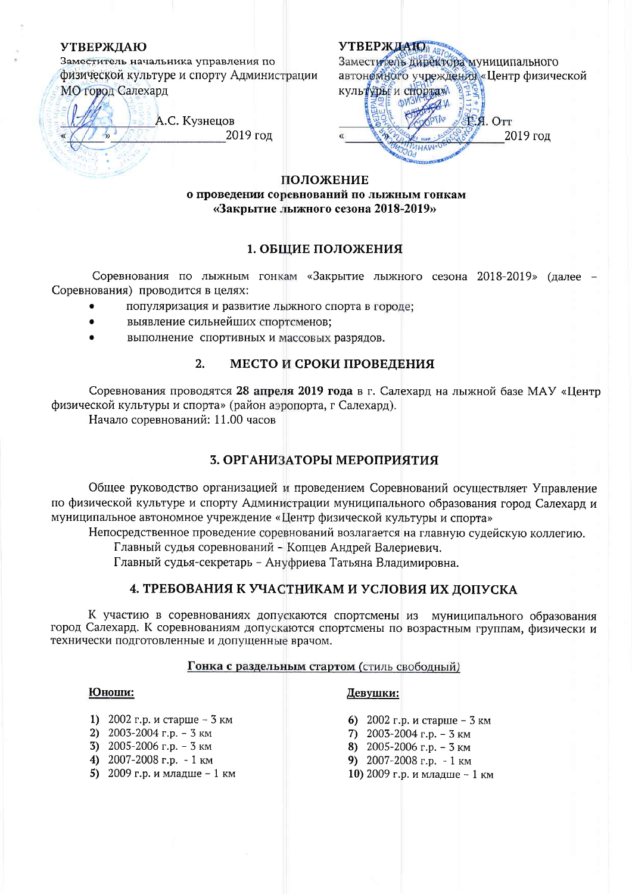**УТВЕРЖДАЮ**
Заместитель начальника управления по физической культуре и спорту Администрации МО город Салехард

_____________ А.С. Кузнецов
«____» ________________ 2019 год

**УТВЕРЖДАЮ**
Заместитель директора муниципального автономного учреждения «Центр физической культуры и спорта»

_____________ Г.Я. Отт
«____» ________________ 2019 год

# ПОЛОЖЕНИЕ
**о проведении соревнований по лыжным гонкам «Закрытие лыжного сезона 2018-2019»**

## 1. ОБЩИЕ ПОЛОЖЕНИЯ

Соревнования по лыжным гонкам «Закрытие лыжного сезона 2018-2019» (далее – Соревнования) проводится в целях:

- популяризация и развитие лыжного спорта в городе;
- выявление сильнейших спортсменов;
- выполнение спортивных и массовых разрядов.

## 2. МЕСТО И СРОКИ ПРОВЕДЕНИЯ

Соревнования проводятся **28 апреля 2019 года** в г. Салехард на лыжной базе МАУ «Центр физической культуры и спорта» (район аэропорта, г Салехард).

Начало соревнований: 11.00 часов

## 3. ОРГАНИЗАТОРЫ МЕРОПРИЯТИЯ

Общее руководство организацией и проведением Соревнований осуществляет Управление по физической культуре и спорту Администрации муниципального образования город Салехард и муниципальное автономное учреждение «Центр физической культуры и спорта»

Непосредственное проведение соревнований возлагается на главную судейскую коллегию.

Главный судья соревнований - Копцев Андрей Валериевич.

Главный судья-секретарь – Ануфриева Татьяна Владимировна.

## 4. ТРЕБОВАНИЯ К УЧАСТНИКАМ И УСЛОВИЯ ИХ ДОПУСКА

К участию в соревнованиях допускаются спортсмены из муниципального образования город Салехард. К соревнованиям допускаются спортсмены по возрастным группам, физически и технически подготовленные и допущенные врачом.

**Гонка с раздельным стартом** (стиль свободный)

**Юноши:**

1) 2002 г.р. и старше – 3 км
2) 2003-2004 г.р. – 3 км
3) 2005-2006 г.р. – 3 км
4) 2007-2008 г.р. - 1 км
5) 2009 г.р. и младше – 1 км

**Девушки:**

6) 2002 г.р. и старше – 3 км
7) 2003-2004 г.р. – 3 км
8) 2005-2006 г.р. – 3 км
9) 2007-2008 г.р. - 1 км
10) 2009 г.р. и младше – 1 км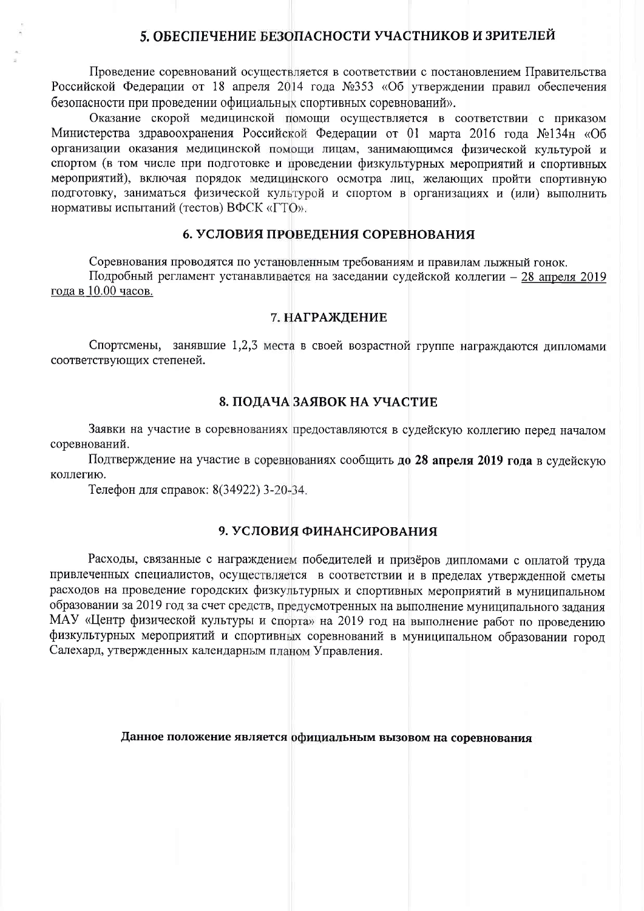## 5. ОБЕСПЕЧЕНИЕ БЕЗОПАСНОСТИ УЧАСТНИКОВ И ЗРИТЕЛЕЙ

Проведение соревнований осуществляется в соответствии с постановлением Правительства Российской Федерации от 18 апреля 2014 года №353 «Об утверждении правил обеспечения безопасности при проведении официальных спортивных соревнований».

Оказание скорой медицинской помощи осуществляется в соответствии с приказом Министерства здравоохранения Российской Федерации от 01 марта 2016 года №134н «Об организации оказания медицинской помощи лицам, занимающимся физической культурой и спортом (в том числе при подготовке и проведении физкультурных мероприятий и спортивных мероприятий), включая порядок медицинского осмотра лиц, желающих пройти спортивную подготовку, заниматься физической культурой и спортом в организациях и (или) выполнить нормативы испытаний (тестов) ВФСК «ГТО».

## 6. УСЛОВИЯ ПРОВЕДЕНИЯ СОРЕВНОВАНИЯ

Соревнования проводятся по установленным требованиям и правилам лыжный гонок.

Подробный регламент устанавливается на заседании судейской коллегии – 28 апреля 2019 года в 10.00 часов.

## 7. НАГРАЖДЕНИЕ

Спортсмены, занявшие 1,2,3 места в своей возрастной группе награждаются дипломами соответствующих степеней.

## 8. ПОДАЧА ЗАЯВОК НА УЧАСТИЕ

Заявки на участие в соревнованиях предоставляются в судейскую коллегию перед началом соревнований.

Подтверждение на участие в соревнованиях сообщить **до 28 апреля 2019 года** в судейскую коллегию.

Телефон для справок: 8(34922) 3-20-34.

## 9. УСЛОВИЯ ФИНАНСИРОВАНИЯ

Расходы, связанные с награждением победителей и призёров дипломами с оплатой труда привлеченных специалистов, осуществляется в соответствии и в пределах утвержденной сметы расходов на проведение городских физкультурных и спортивных мероприятий в муниципальном образовании за 2019 год за счет средств, предусмотренных на выполнение муниципального задания МАУ «Центр физической культуры и спорта» на 2019 год на выполнение работ по проведению физкультурных мероприятий и спортивных соревнований в муниципальном образовании город Салехард, утвержденных календарным планом Управления.

**Данное положение является официальным вызовом на соревнования**